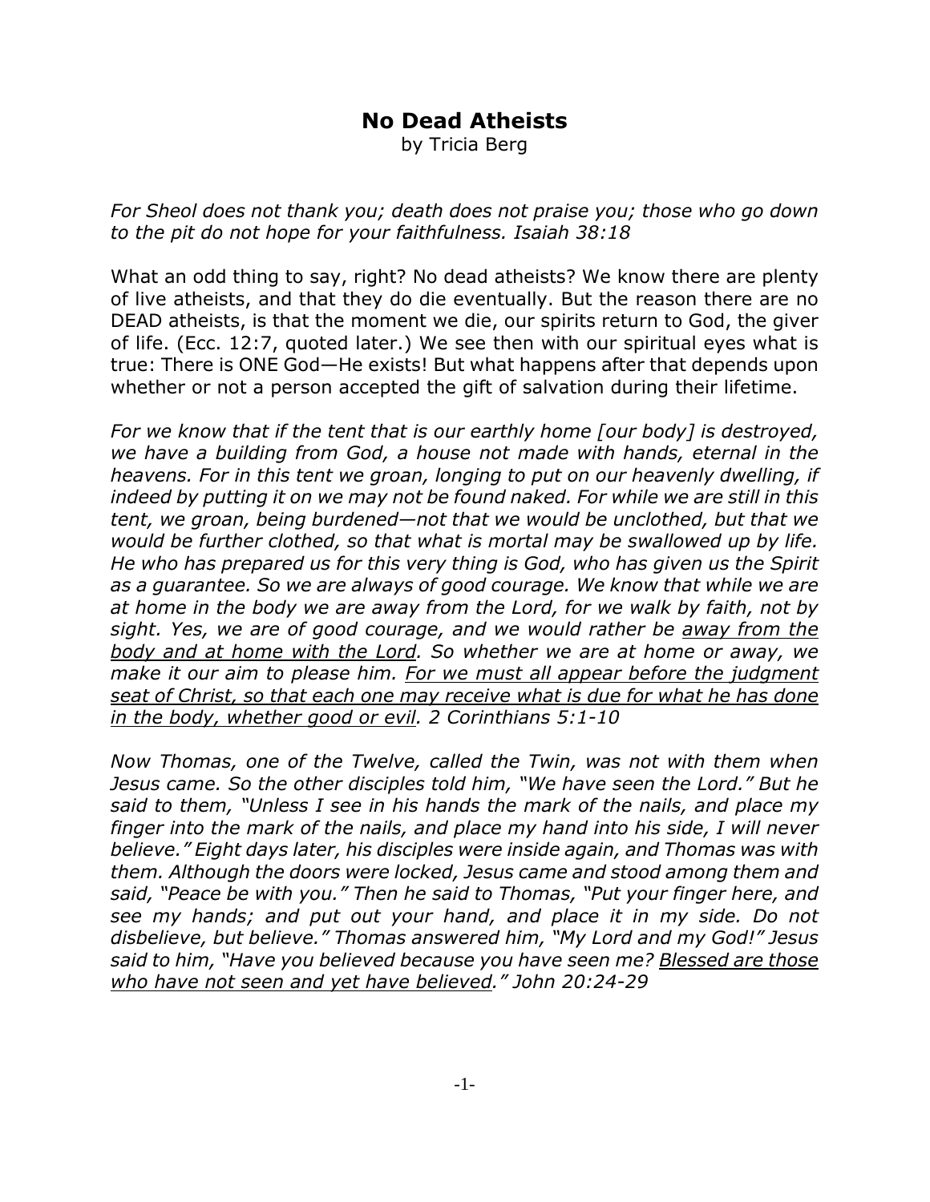# No Dead Atheists

by Tricia Berg

*For Sheol does not thank you; death does not praise you; those who go down to the pit do not hope for your faithfulness. Isaiah 38:18*

What an odd thing to say, right? No dead atheists? We know there are plenty of live atheists, and that they do die eventually. But the reason there are no DEAD atheists, is that the moment we die, our spirits return to God, the giver of life. (Ecc. 12:7, quoted later.) We see then with our spiritual eyes what is true: There is ONE God—He exists! But what happens after that depends upon whether or not a person accepted the gift of salvation during their lifetime.

*For we know that if the tent that is our earthly home [our body] is destroyed, we have a building from God, a house not made with hands, eternal in the heavens. For in this tent we groan, longing to put on our heavenly dwelling, if indeed by putting it on we may not be found naked. For while we are still in this tent, we groan, being burdened—not that we would be unclothed, but that we would be further clothed, so that what is mortal may be swallowed up by life. He who has prepared us for this very thing is God, who has given us the Spirit as a guarantee. So we are always of good courage. We know that while we are at home in the body we are away from the Lord, for we walk by faith, not by sight. Yes, we are of good courage, and we would rather be <u>away from the body and at home with the Lord</u>. So whether we are at home or away, we make it our aim to please him. <u>For we must all appear before the judgment seat of Christ, so that each one may receive what is due for what he has done in the body, whether good or evil</u>. 2 Corinthians 5:1-10*

*Now Thomas, one of the Twelve, called the Twin, was not with them when Jesus came. So the other disciples told him, "We have seen the Lord." But he said to them, "Unless I see in his hands the mark of the nails, and place my finger into the mark of the nails, and place my hand into his side, I will never believe." Eight days later, his disciples were inside again, and Thomas was with them. Although the doors were locked, Jesus came and stood among them and said, "Peace be with you." Then he said to Thomas, "Put your finger here, and see my hands; and put out your hand, and place it in my side. Do not disbelieve, but believe." Thomas answered him, "My Lord and my God!" Jesus said to him, "Have you believed because you have seen me? <u>Blessed are those who have not seen and yet have believed</u>." John 20:24-29*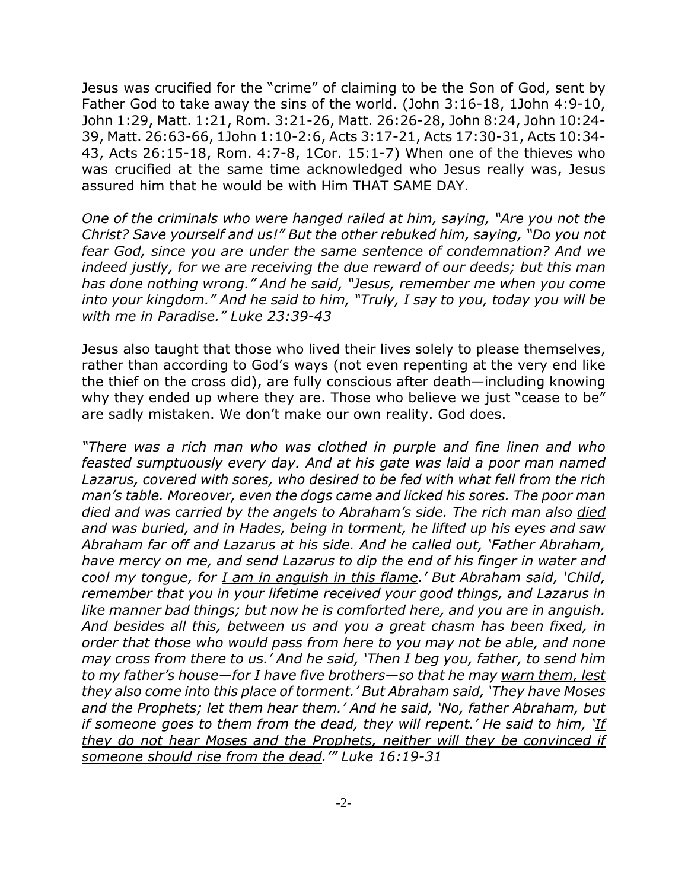Jesus was crucified for the "crime" of claiming to be the Son of God, sent by Father God to take away the sins of the world. (John 3:16-18, 1John 4:9-10, John 1:29, Matt. 1:21, Rom. 3:21-26, Matt. 26:26-28, John 8:24, John 10:24-39, Matt. 26:63-66, 1John 1:10-2:6, Acts 3:17-21, Acts 17:30-31, Acts 10:34-43, Acts 26:15-18, Rom. 4:7-8, 1Cor. 15:1-7) When one of the thieves who was crucified at the same time acknowledged who Jesus really was, Jesus assured him that he would be with Him THAT SAME DAY.

*One of the criminals who were hanged railed at him, saying, "Are you not the Christ? Save yourself and us!" But the other rebuked him, saying, "Do you not fear God, since you are under the same sentence of condemnation? And we indeed justly, for we are receiving the due reward of our deeds; but this man has done nothing wrong." And he said, "Jesus, remember me when you come into your kingdom." And he said to him, "Truly, I say to you, today you will be with me in Paradise." Luke 23:39-43*

Jesus also taught that those who lived their lives solely to please themselves, rather than according to God's ways (not even repenting at the very end like the thief on the cross did), are fully conscious after death—including knowing why they ended up where they are. Those who believe we just "cease to be" are sadly mistaken. We don't make our own reality. God does.

*"There was a rich man who was clothed in purple and fine linen and who feasted sumptuously every day. And at his gate was laid a poor man named Lazarus, covered with sores, who desired to be fed with what fell from the rich man's table. Moreover, even the dogs came and licked his sores. The poor man died and was carried by the angels to Abraham's side. The rich man also <u>died and was buried, and in Hades, being in torment</u>, he lifted up his eyes and saw Abraham far off and Lazarus at his side. And he called out, 'Father Abraham, have mercy on me, and send Lazarus to dip the end of his finger in water and cool my tongue, for <u>I am in anguish in this flame</u>.' But Abraham said, 'Child, remember that you in your lifetime received your good things, and Lazarus in like manner bad things; but now he is comforted here, and you are in anguish. And besides all this, between us and you a great chasm has been fixed, in order that those who would pass from here to you may not be able, and none may cross from there to us.' And he said, 'Then I beg you, father, to send him to my father's house—for I have five brothers—so that he may <u>warn them, lest they also come into this place of torment</u>.' But Abraham said, 'They have Moses and the Prophets; let them hear them.' And he said, 'No, father Abraham, but if someone goes to them from the dead, they will repent.' He said to him, '<u>If they do not hear Moses and the Prophets, neither will they be convinced if someone should rise from the dead</u>.'" Luke 16:19-31*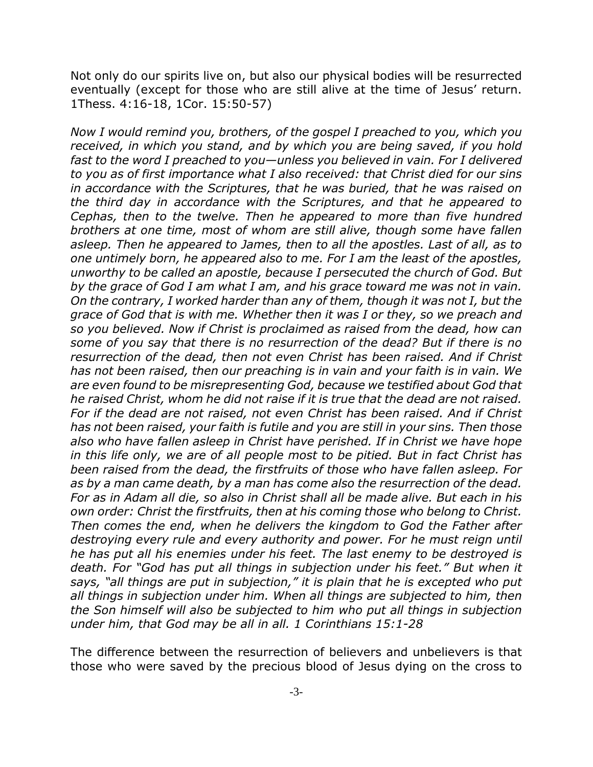Not only do our spirits live on, but also our physical bodies will be resurrected eventually (except for those who are still alive at the time of Jesus' return. 1Thess. 4:16-18, 1Cor. 15:50-57)

*Now I would remind you, brothers, of the gospel I preached to you, which you received, in which you stand, and by which you are being saved, if you hold fast to the word I preached to you—unless you believed in vain. For I delivered to you as of first importance what I also received: that Christ died for our sins in accordance with the Scriptures, that he was buried, that he was raised on the third day in accordance with the Scriptures, and that he appeared to Cephas, then to the twelve. Then he appeared to more than five hundred brothers at one time, most of whom are still alive, though some have fallen asleep. Then he appeared to James, then to all the apostles. Last of all, as to one untimely born, he appeared also to me. For I am the least of the apostles, unworthy to be called an apostle, because I persecuted the church of God. But by the grace of God I am what I am, and his grace toward me was not in vain. On the contrary, I worked harder than any of them, though it was not I, but the grace of God that is with me. Whether then it was I or they, so we preach and so you believed. Now if Christ is proclaimed as raised from the dead, how can some of you say that there is no resurrection of the dead? But if there is no resurrection of the dead, then not even Christ has been raised. And if Christ has not been raised, then our preaching is in vain and your faith is in vain. We are even found to be misrepresenting God, because we testified about God that he raised Christ, whom he did not raise if it is true that the dead are not raised. For if the dead are not raised, not even Christ has been raised. And if Christ has not been raised, your faith is futile and you are still in your sins. Then those also who have fallen asleep in Christ have perished. If in Christ we have hope in this life only, we are of all people most to be pitied. But in fact Christ has been raised from the dead, the firstfruits of those who have fallen asleep. For as by a man came death, by a man has come also the resurrection of the dead. For as in Adam all die, so also in Christ shall all be made alive. But each in his own order: Christ the firstfruits, then at his coming those who belong to Christ. Then comes the end, when he delivers the kingdom to God the Father after destroying every rule and every authority and power. For he must reign until he has put all his enemies under his feet. The last enemy to be destroyed is death. For "God has put all things in subjection under his feet." But when it says, "all things are put in subjection," it is plain that he is excepted who put all things in subjection under him. When all things are subjected to him, then the Son himself will also be subjected to him who put all things in subjection under him, that God may be all in all. 1 Corinthians 15:1-28*

The difference between the resurrection of believers and unbelievers is that those who were saved by the precious blood of Jesus dying on the cross to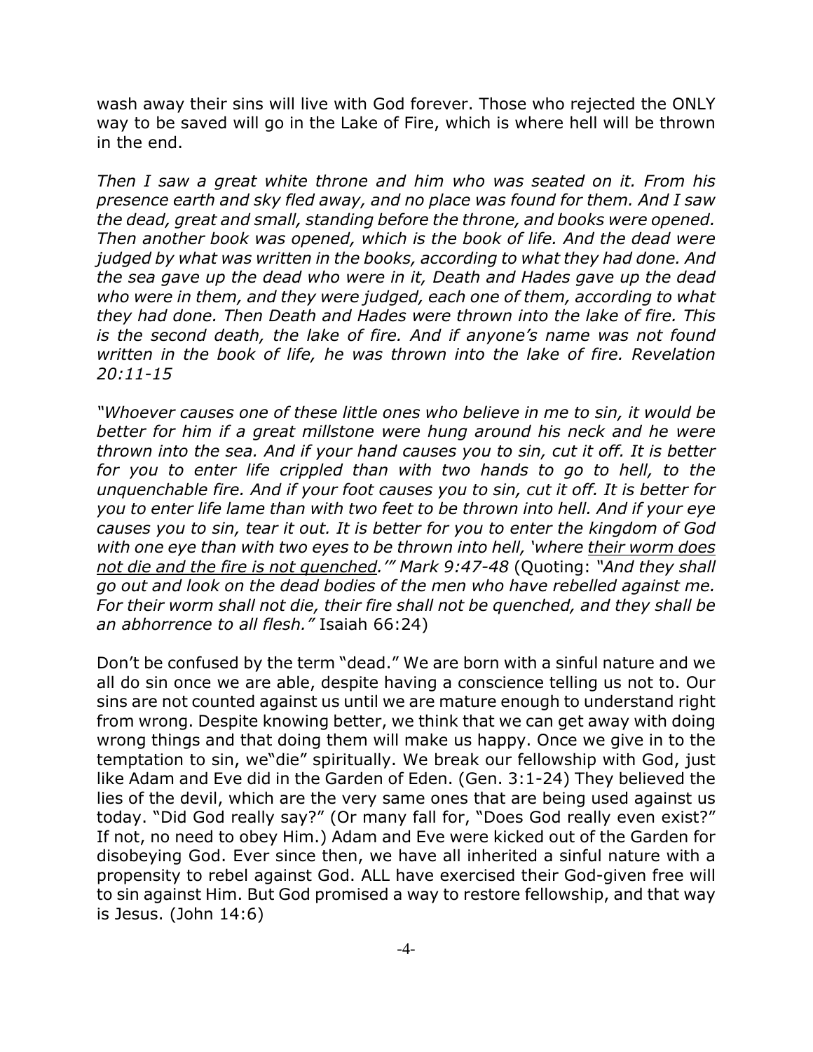wash away their sins will live with God forever. Those who rejected the ONLY way to be saved will go in the Lake of Fire, which is where hell will be thrown in the end.

*Then I saw a great white throne and him who was seated on it. From his presence earth and sky fled away, and no place was found for them. And I saw the dead, great and small, standing before the throne, and books were opened. Then another book was opened, which is the book of life. And the dead were judged by what was written in the books, according to what they had done. And the sea gave up the dead who were in it, Death and Hades gave up the dead who were in them, and they were judged, each one of them, according to what they had done. Then Death and Hades were thrown into the lake of fire. This is the second death, the lake of fire. And if anyone's name was not found written in the book of life, he was thrown into the lake of fire. Revelation 20:11-15*

*"Whoever causes one of these little ones who believe in me to sin, it would be better for him if a great millstone were hung around his neck and he were thrown into the sea. And if your hand causes you to sin, cut it off. It is better for you to enter life crippled than with two hands to go to hell, to the unquenchable fire. And if your foot causes you to sin, cut it off. It is better for you to enter life lame than with two feet to be thrown into hell. And if your eye causes you to sin, tear it out. It is better for you to enter the kingdom of God with one eye than with two eyes to be thrown into hell, 'where <u>their worm does not die and the fire is not quenched</u>.'" Mark 9:47-48* (Quoting: *"And they shall go out and look on the dead bodies of the men who have rebelled against me. For their worm shall not die, their fire shall not be quenched, and they shall be an abhorrence to all flesh."* Isaiah 66:24)

Don't be confused by the term "dead." We are born with a sinful nature and we all do sin once we are able, despite having a conscience telling us not to. Our sins are not counted against us until we are mature enough to understand right from wrong. Despite knowing better, we think that we can get away with doing wrong things and that doing them will make us happy. Once we give in to the temptation to sin, we"die" spiritually. We break our fellowship with God, just like Adam and Eve did in the Garden of Eden. (Gen. 3:1-24) They believed the lies of the devil, which are the very same ones that are being used against us today. "Did God really say?" (Or many fall for, "Does God really even exist?" If not, no need to obey Him.) Adam and Eve were kicked out of the Garden for disobeying God. Ever since then, we have all inherited a sinful nature with a propensity to rebel against God. ALL have exercised their God-given free will to sin against Him. But God promised a way to restore fellowship, and that way is Jesus. (John 14:6)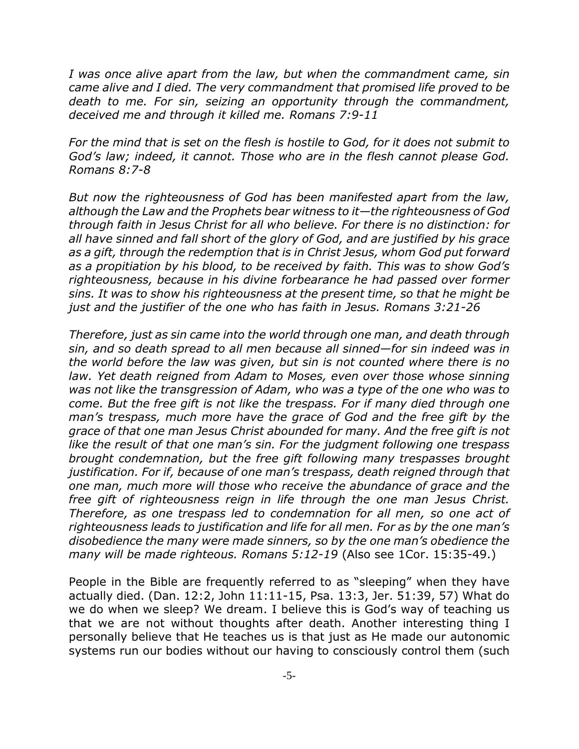*I was once alive apart from the law, but when the commandment came, sin came alive and I died. The very commandment that promised life proved to be death to me. For sin, seizing an opportunity through the commandment, deceived me and through it killed me. Romans 7:9-11*

*For the mind that is set on the flesh is hostile to God, for it does not submit to God's law; indeed, it cannot. Those who are in the flesh cannot please God. Romans 8:7-8*

*But now the righteousness of God has been manifested apart from the law, although the Law and the Prophets bear witness to it—the righteousness of God through faith in Jesus Christ for all who believe. For there is no distinction: for all have sinned and fall short of the glory of God, and are justified by his grace as a gift, through the redemption that is in Christ Jesus, whom God put forward as a propitiation by his blood, to be received by faith. This was to show God's righteousness, because in his divine forbearance he had passed over former sins. It was to show his righteousness at the present time, so that he might be just and the justifier of the one who has faith in Jesus. Romans 3:21-26*

*Therefore, just as sin came into the world through one man, and death through sin, and so death spread to all men because all sinned—for sin indeed was in the world before the law was given, but sin is not counted where there is no law. Yet death reigned from Adam to Moses, even over those whose sinning was not like the transgression of Adam, who was a type of the one who was to come. But the free gift is not like the trespass. For if many died through one man's trespass, much more have the grace of God and the free gift by the grace of that one man Jesus Christ abounded for many. And the free gift is not like the result of that one man's sin. For the judgment following one trespass brought condemnation, but the free gift following many trespasses brought justification. For if, because of one man's trespass, death reigned through that one man, much more will those who receive the abundance of grace and the free gift of righteousness reign in life through the one man Jesus Christ. Therefore, as one trespass led to condemnation for all men, so one act of righteousness leads to justification and life for all men. For as by the one man's disobedience the many were made sinners, so by the one man's obedience the many will be made righteous. Romans 5:12-19* (Also see 1Cor. 15:35-49.)

People in the Bible are frequently referred to as "sleeping" when they have actually died. (Dan. 12:2, John 11:11-15, Psa. 13:3, Jer. 51:39, 57) What do we do when we sleep? We dream. I believe this is God's way of teaching us that we are not without thoughts after death. Another interesting thing I personally believe that He teaches us is that just as He made our autonomic systems run our bodies without our having to consciously control them (such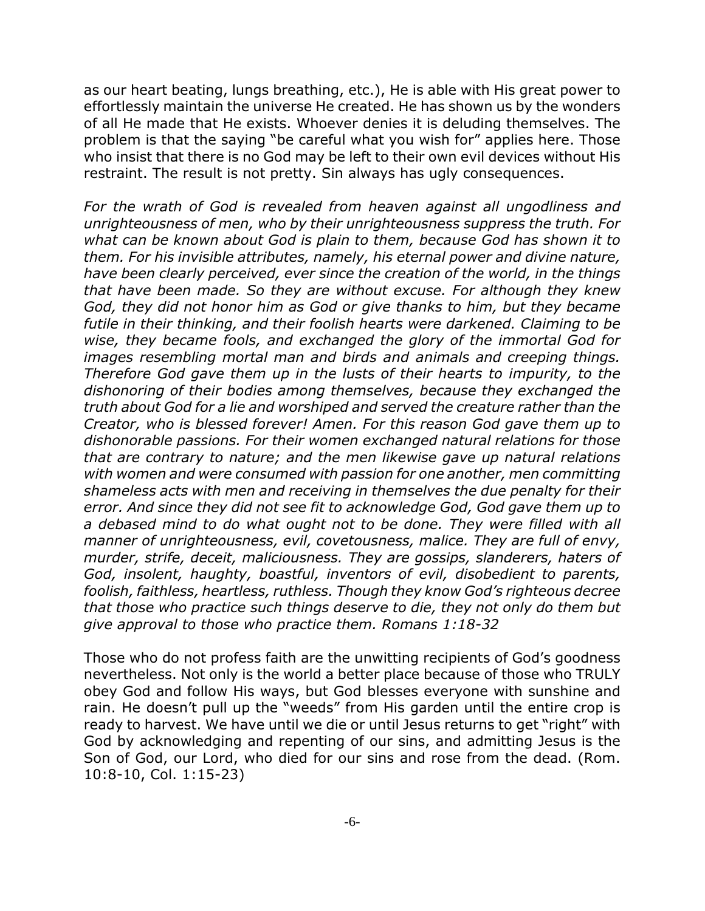as our heart beating, lungs breathing, etc.), He is able with His great power to effortlessly maintain the universe He created. He has shown us by the wonders of all He made that He exists. Whoever denies it is deluding themselves. The problem is that the saying "be careful what you wish for" applies here. Those who insist that there is no God may be left to their own evil devices without His restraint. The result is not pretty. Sin always has ugly consequences.

*For the wrath of God is revealed from heaven against all ungodliness and unrighteousness of men, who by their unrighteousness suppress the truth. For what can be known about God is plain to them, because God has shown it to them. For his invisible attributes, namely, his eternal power and divine nature, have been clearly perceived, ever since the creation of the world, in the things that have been made. So they are without excuse. For although they knew God, they did not honor him as God or give thanks to him, but they became futile in their thinking, and their foolish hearts were darkened. Claiming to be wise, they became fools, and exchanged the glory of the immortal God for images resembling mortal man and birds and animals and creeping things. Therefore God gave them up in the lusts of their hearts to impurity, to the dishonoring of their bodies among themselves, because they exchanged the truth about God for a lie and worshiped and served the creature rather than the Creator, who is blessed forever! Amen. For this reason God gave them up to dishonorable passions. For their women exchanged natural relations for those that are contrary to nature; and the men likewise gave up natural relations with women and were consumed with passion for one another, men committing shameless acts with men and receiving in themselves the due penalty for their error. And since they did not see fit to acknowledge God, God gave them up to a debased mind to do what ought not to be done. They were filled with all manner of unrighteousness, evil, covetousness, malice. They are full of envy, murder, strife, deceit, maliciousness. They are gossips, slanderers, haters of God, insolent, haughty, boastful, inventors of evil, disobedient to parents, foolish, faithless, heartless, ruthless. Though they know God's righteous decree that those who practice such things deserve to die, they not only do them but give approval to those who practice them. Romans 1:18-32*

Those who do not profess faith are the unwitting recipients of God's goodness nevertheless. Not only is the world a better place because of those who TRULY obey God and follow His ways, but God blesses everyone with sunshine and rain. He doesn't pull up the "weeds" from His garden until the entire crop is ready to harvest. We have until we die or until Jesus returns to get "right" with God by acknowledging and repenting of our sins, and admitting Jesus is the Son of God, our Lord, who died for our sins and rose from the dead. (Rom. 10:8-10, Col. 1:15-23)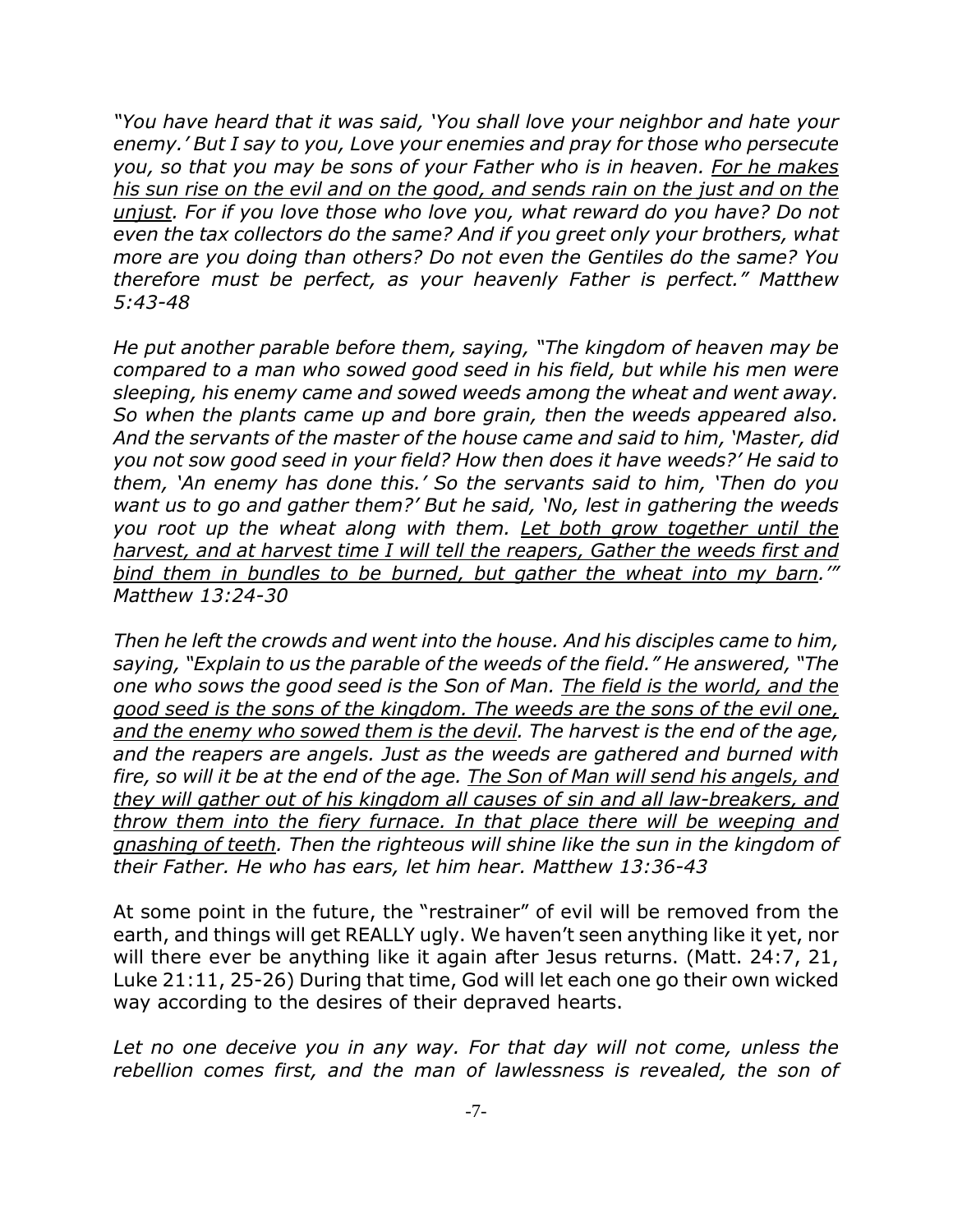*"You have heard that it was said, 'You shall love your neighbor and hate your enemy.' But I say to you, Love your enemies and pray for those who persecute you, so that you may be sons of your Father who is in heaven. <u>For he makes his sun rise on the evil and on the good, and sends rain on the just and on the unjust</u>. For if you love those who love you, what reward do you have? Do not even the tax collectors do the same? And if you greet only your brothers, what more are you doing than others? Do not even the Gentiles do the same? You therefore must be perfect, as your heavenly Father is perfect." Matthew 5:43-48*

*He put another parable before them, saying, "The kingdom of heaven may be compared to a man who sowed good seed in his field, but while his men were sleeping, his enemy came and sowed weeds among the wheat and went away. So when the plants came up and bore grain, then the weeds appeared also. And the servants of the master of the house came and said to him, 'Master, did you not sow good seed in your field? How then does it have weeds?' He said to them, 'An enemy has done this.' So the servants said to him, 'Then do you want us to go and gather them?' But he said, 'No, lest in gathering the weeds you root up the wheat along with them. <u>Let both grow together until the harvest, and at harvest time I will tell the reapers, Gather the weeds first and bind them in bundles to be burned, but gather the wheat into my barn</u>.'" Matthew 13:24-30*

*Then he left the crowds and went into the house. And his disciples came to him, saying, "Explain to us the parable of the weeds of the field." He answered, "The one who sows the good seed is the Son of Man. <u>The field is the world, and the good seed is the sons of the kingdom. The weeds are the sons of the evil one, and the enemy who sowed them is the devil</u>. The harvest is the end of the age, and the reapers are angels. Just as the weeds are gathered and burned with fire, so will it be at the end of the age. <u>The Son of Man will send his angels, and they will gather out of his kingdom all causes of sin and all law-breakers, and throw them into the fiery furnace. In that place there will be weeping and gnashing of teeth</u>. Then the righteous will shine like the sun in the kingdom of their Father. He who has ears, let him hear. Matthew 13:36-43*

At some point in the future, the "restrainer" of evil will be removed from the earth, and things will get REALLY ugly. We haven't seen anything like it yet, nor will there ever be anything like it again after Jesus returns. (Matt. 24:7, 21, Luke 21:11, 25-26) During that time, God will let each one go their own wicked way according to the desires of their depraved hearts.

*Let no one deceive you in any way. For that day will not come, unless the rebellion comes first, and the man of lawlessness is revealed, the son of*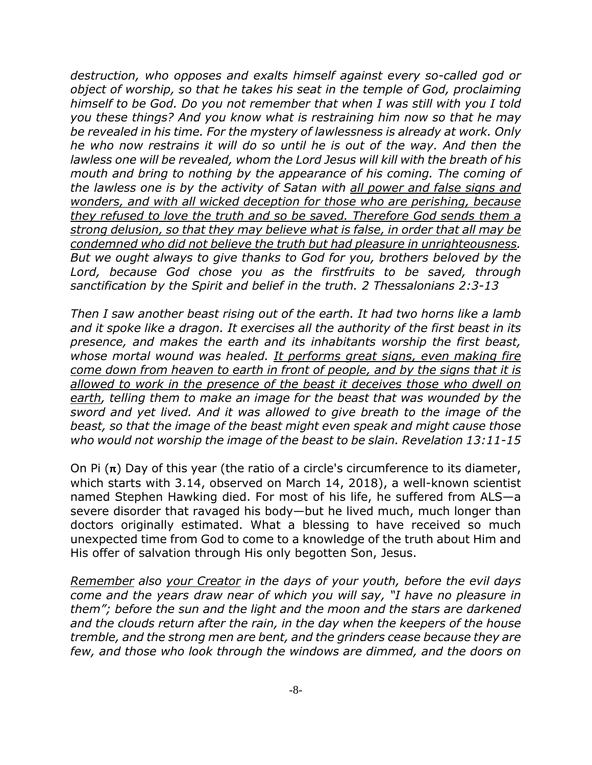*destruction, who opposes and exalts himself against every so-called god or object of worship, so that he takes his seat in the temple of God, proclaiming himself to be God. Do you not remember that when I was still with you I told you these things? And you know what is restraining him now so that he may be revealed in his time. For the mystery of lawlessness is already at work. Only he who now restrains it will do so until he is out of the way. And then the lawless one will be revealed, whom the Lord Jesus will kill with the breath of his mouth and bring to nothing by the appearance of his coming. The coming of the lawless one is by the activity of Satan with <u>all power and false signs and wonders, and with all wicked deception for those who are perishing, because they refused to love the truth and so be saved. Therefore God sends them a strong delusion, so that they may believe what is false, in order that all may be condemned who did not believe the truth but had pleasure in unrighteousness</u>. But we ought always to give thanks to God for you, brothers beloved by the Lord, because God chose you as the firstfruits to be saved, through sanctification by the Spirit and belief in the truth. 2 Thessalonians 2:3-13*

*Then I saw another beast rising out of the earth. It had two horns like a lamb and it spoke like a dragon. It exercises all the authority of the first beast in its presence, and makes the earth and its inhabitants worship the first beast, whose mortal wound was healed. <u>It performs great signs, even making fire come down from heaven to earth in front of people, and by the signs that it is allowed to work in the presence of the beast it deceives those who dwell on earth</u>, telling them to make an image for the beast that was wounded by the sword and yet lived. And it was allowed to give breath to the image of the beast, so that the image of the beast might even speak and might cause those who would not worship the image of the beast to be slain. Revelation 13:11-15*

On Pi (**π**) Day of this year (the ratio of a circle's circumference to its diameter, which starts with 3.14, observed on March 14, 2018), a well-known scientist named Stephen Hawking died. For most of his life, he suffered from ALS—a severe disorder that ravaged his body—but he lived much, much longer than doctors originally estimated. What a blessing to have received so much unexpected time from God to come to a knowledge of the truth about Him and His offer of salvation through His only begotten Son, Jesus.

*<u>Remember</u> also <u>your Creator</u> in the days of your youth, before the evil days come and the years draw near of which you will say, "I have no pleasure in them"; before the sun and the light and the moon and the stars are darkened and the clouds return after the rain, in the day when the keepers of the house tremble, and the strong men are bent, and the grinders cease because they are few, and those who look through the windows are dimmed, and the doors on*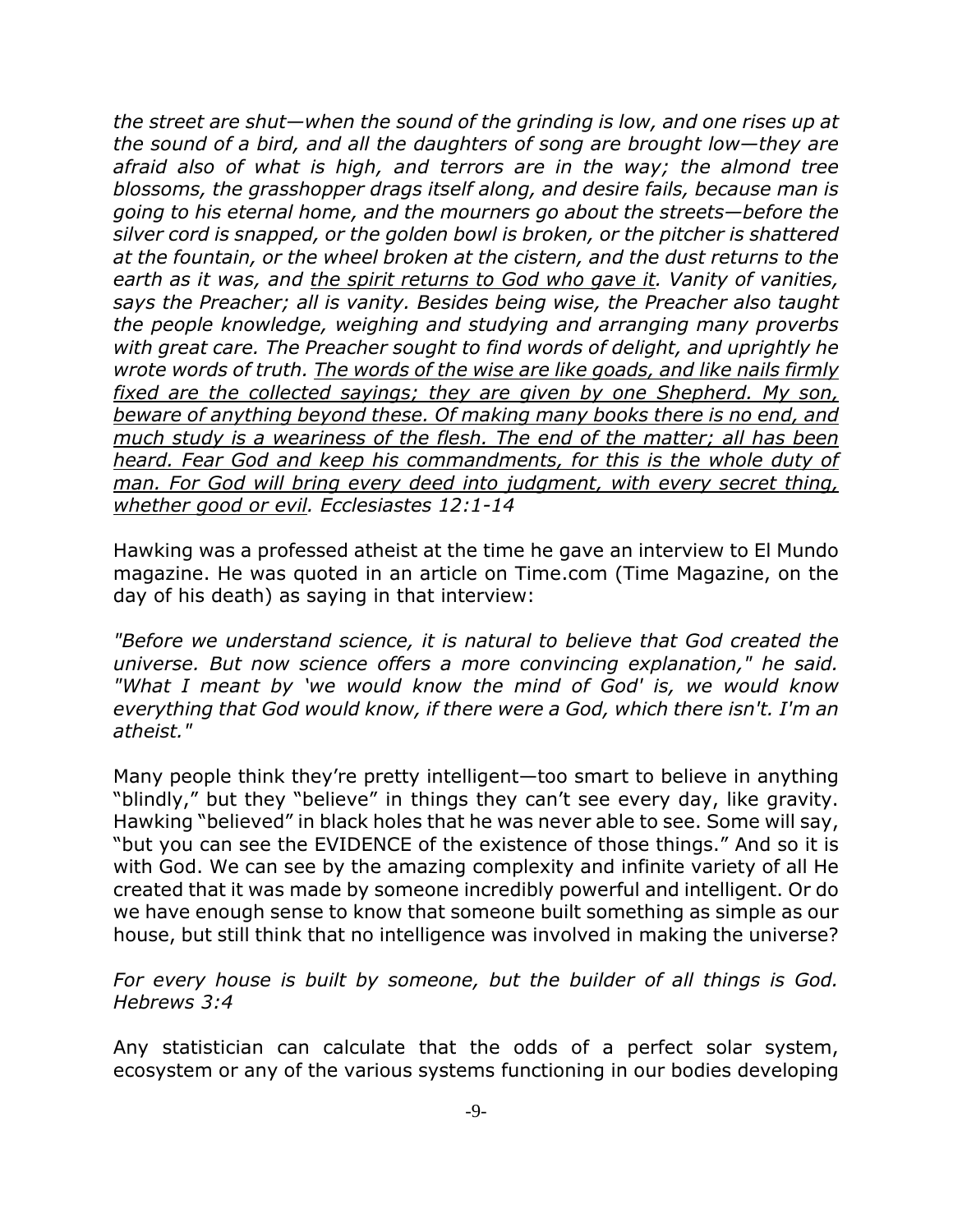*the street are shut—when the sound of the grinding is low, and one rises up at the sound of a bird, and all the daughters of song are brought low—they are afraid also of what is high, and terrors are in the way; the almond tree blossoms, the grasshopper drags itself along, and desire fails, because man is going to his eternal home, and the mourners go about the streets—before the silver cord is snapped, or the golden bowl is broken, or the pitcher is shattered at the fountain, or the wheel broken at the cistern, and the dust returns to the earth as it was, and <u>the spirit returns to God who gave it</u>. Vanity of vanities, says the Preacher; all is vanity. Besides being wise, the Preacher also taught the people knowledge, weighing and studying and arranging many proverbs with great care. The Preacher sought to find words of delight, and uprightly he wrote words of truth. <u>The words of the wise are like goads, and like nails firmly fixed are the collected sayings; they are given by one Shepherd. My son, beware of anything beyond these. Of making many books there is no end, and much study is a weariness of the flesh. The end of the matter; all has been heard. Fear God and keep his commandments, for this is the whole duty of man. For God will bring every deed into judgment, with every secret thing, whether good or evil</u>. Ecclesiastes 12:1-14*

Hawking was a professed atheist at the time he gave an interview to El Mundo magazine. He was quoted in an article on Time.com (Time Magazine, on the day of his death) as saying in that interview:

*"Before we understand science, it is natural to believe that God created the universe. But now science offers a more convincing explanation," he said. "What I meant by 'we would know the mind of God' is, we would know everything that God would know, if there were a God, which there isn't. I'm an atheist."*

Many people think they're pretty intelligent—too smart to believe in anything "blindly," but they "believe" in things they can't see every day, like gravity. Hawking "believed" in black holes that he was never able to see. Some will say, "but you can see the EVIDENCE of the existence of those things." And so it is with God. We can see by the amazing complexity and infinite variety of all He created that it was made by someone incredibly powerful and intelligent. Or do we have enough sense to know that someone built something as simple as our house, but still think that no intelligence was involved in making the universe?

*For every house is built by someone, but the builder of all things is God. Hebrews 3:4*

Any statistician can calculate that the odds of a perfect solar system, ecosystem or any of the various systems functioning in our bodies developing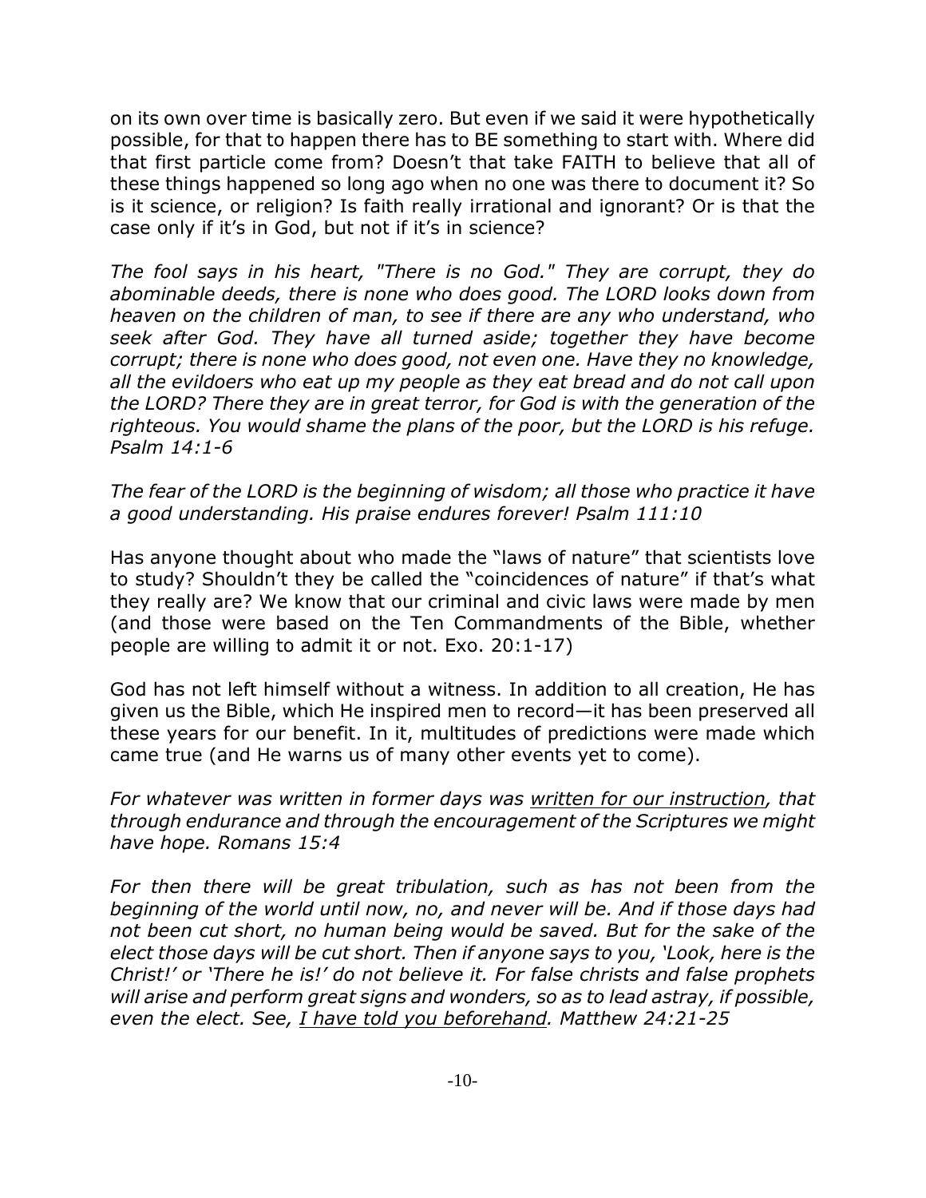on its own over time is basically zero. But even if we said it were hypothetically possible, for that to happen there has to BE something to start with. Where did that first particle come from? Doesn't that take FAITH to believe that all of these things happened so long ago when no one was there to document it? So is it science, or religion? Is faith really irrational and ignorant? Or is that the case only if it's in God, but not if it's in science?

*The fool says in his heart, "There is no God." They are corrupt, they do abominable deeds, there is none who does good. The LORD looks down from heaven on the children of man, to see if there are any who understand, who seek after God. They have all turned aside; together they have become corrupt; there is none who does good, not even one. Have they no knowledge, all the evildoers who eat up my people as they eat bread and do not call upon the LORD? There they are in great terror, for God is with the generation of the righteous. You would shame the plans of the poor, but the LORD is his refuge. Psalm 14:1-6*

*The fear of the LORD is the beginning of wisdom; all those who practice it have a good understanding. His praise endures forever! Psalm 111:10*

Has anyone thought about who made the "laws of nature" that scientists love to study? Shouldn't they be called the "coincidences of nature" if that's what they really are? We know that our criminal and civic laws were made by men (and those were based on the Ten Commandments of the Bible, whether people are willing to admit it or not. Exo. 20:1-17)

God has not left himself without a witness. In addition to all creation, He has given us the Bible, which He inspired men to record—it has been preserved all these years for our benefit. In it, multitudes of predictions were made which came true (and He warns us of many other events yet to come).

*For whatever was written in former days was <u>written for our instruction</u>, that through endurance and through the encouragement of the Scriptures we might have hope. Romans 15:4*

*For then there will be great tribulation, such as has not been from the beginning of the world until now, no, and never will be. And if those days had not been cut short, no human being would be saved. But for the sake of the elect those days will be cut short. Then if anyone says to you, 'Look, here is the Christ!' or 'There he is!' do not believe it. For false christs and false prophets will arise and perform great signs and wonders, so as to lead astray, if possible, even the elect. See, <u>I have told you beforehand</u>. Matthew 24:21-25*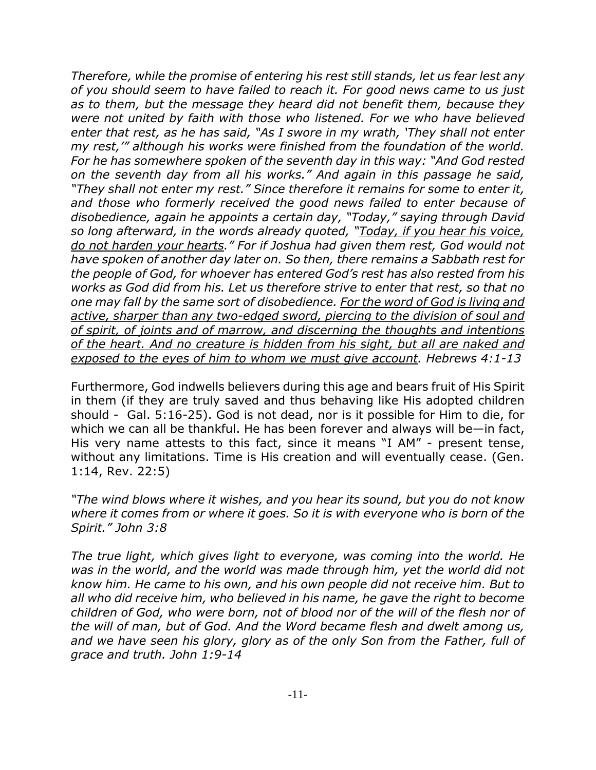*Therefore, while the promise of entering his rest still stands, let us fear lest any of you should seem to have failed to reach it. For good news came to us just as to them, but the message they heard did not benefit them, because they were not united by faith with those who listened. For we who have believed enter that rest, as he has said, "As I swore in my wrath, 'They shall not enter my rest,'" although his works were finished from the foundation of the world. For he has somewhere spoken of the seventh day in this way: "And God rested on the seventh day from all his works." And again in this passage he said, "They shall not enter my rest." Since therefore it remains for some to enter it, and those who formerly received the good news failed to enter because of disobedience, again he appoints a certain day, "Today," saying through David so long afterward, in the words already quoted, "<u>Today, if you hear his voice, do not harden your hearts</u>." For if Joshua had given them rest, God would not have spoken of another day later on. So then, there remains a Sabbath rest for the people of God, for whoever has entered God's rest has also rested from his works as God did from his. Let us therefore strive to enter that rest, so that no one may fall by the same sort of disobedience. <u>For the word of God is living and active, sharper than any two-edged sword, piercing to the division of soul and of spirit, of joints and of marrow, and discerning the thoughts and intentions of the heart. And no creature is hidden from his sight, but all are naked and exposed to the eyes of him to whom we must give account</u>. Hebrews 4:1-13*

Furthermore, God indwells believers during this age and bears fruit of His Spirit in them (if they are truly saved and thus behaving like His adopted children should - Gal. 5:16-25). God is not dead, nor is it possible for Him to die, for which we can all be thankful. He has been forever and always will be—in fact, His very name attests to this fact, since it means "I AM" - present tense, without any limitations. Time is His creation and will eventually cease. (Gen. 1:14, Rev. 22:5)

*"The wind blows where it wishes, and you hear its sound, but you do not know where it comes from or where it goes. So it is with everyone who is born of the Spirit." John 3:8*

*The true light, which gives light to everyone, was coming into the world. He was in the world, and the world was made through him, yet the world did not know him. He came to his own, and his own people did not receive him. But to all who did receive him, who believed in his name, he gave the right to become children of God, who were born, not of blood nor of the will of the flesh nor of the will of man, but of God. And the Word became flesh and dwelt among us, and we have seen his glory, glory as of the only Son from the Father, full of grace and truth. John 1:9-14*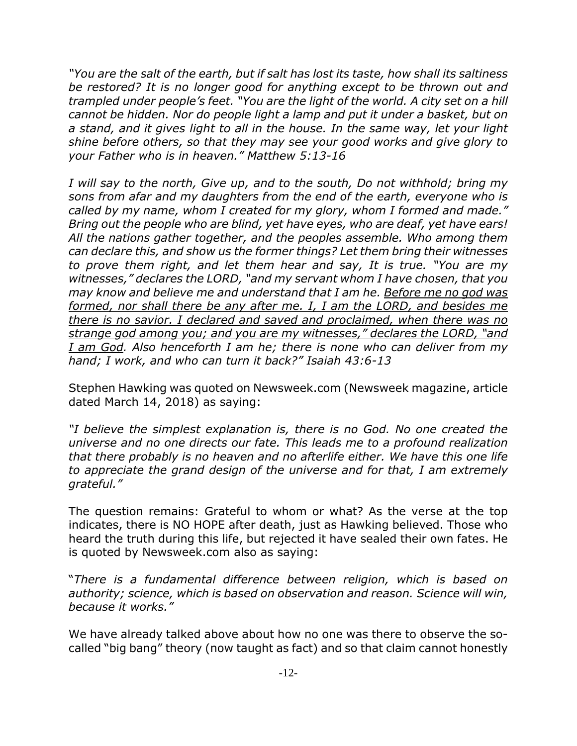*"You are the salt of the earth, but if salt has lost its taste, how shall its saltiness be restored? It is no longer good for anything except to be thrown out and trampled under people's feet. "You are the light of the world. A city set on a hill cannot be hidden. Nor do people light a lamp and put it under a basket, but on a stand, and it gives light to all in the house. In the same way, let your light shine before others, so that they may see your good works and give glory to your Father who is in heaven." Matthew 5:13-16*

*I will say to the north, Give up, and to the south, Do not withhold; bring my sons from afar and my daughters from the end of the earth, everyone who is called by my name, whom I created for my glory, whom I formed and made." Bring out the people who are blind, yet have eyes, who are deaf, yet have ears! All the nations gather together, and the peoples assemble. Who among them can declare this, and show us the former things? Let them bring their witnesses to prove them right, and let them hear and say, It is true. "You are my witnesses," declares the LORD, "and my servant whom I have chosen, that you may know and believe me and understand that I am he. <u>Before me no god was formed, nor shall there be any after me. I, I am the LORD, and besides me there is no savior. I declared and saved and proclaimed, when there was no strange god among you; and you are my witnesses," declares the LORD, "and I am God</u>. Also henceforth I am he; there is none who can deliver from my hand; I work, and who can turn it back?" Isaiah 43:6-13*

Stephen Hawking was quoted on Newsweek.com (Newsweek magazine, article dated March 14, 2018) as saying:

*"I believe the simplest explanation is, there is no God. No one created the universe and no one directs our fate. This leads me to a profound realization that there probably is no heaven and no afterlife either. We have this one life to appreciate the grand design of the universe and for that, I am extremely grateful."*

The question remains: Grateful to whom or what? As the verse at the top indicates, there is NO HOPE after death, just as Hawking believed. Those who heard the truth during this life, but rejected it have sealed their own fates. He is quoted by Newsweek.com also as saying:

"*There is a fundamental difference between religion, which is based on authority; science, which is based on observation and reason. Science will win, because it works."*

We have already talked above about how no one was there to observe the so-called "big bang" theory (now taught as fact) and so that claim cannot honestly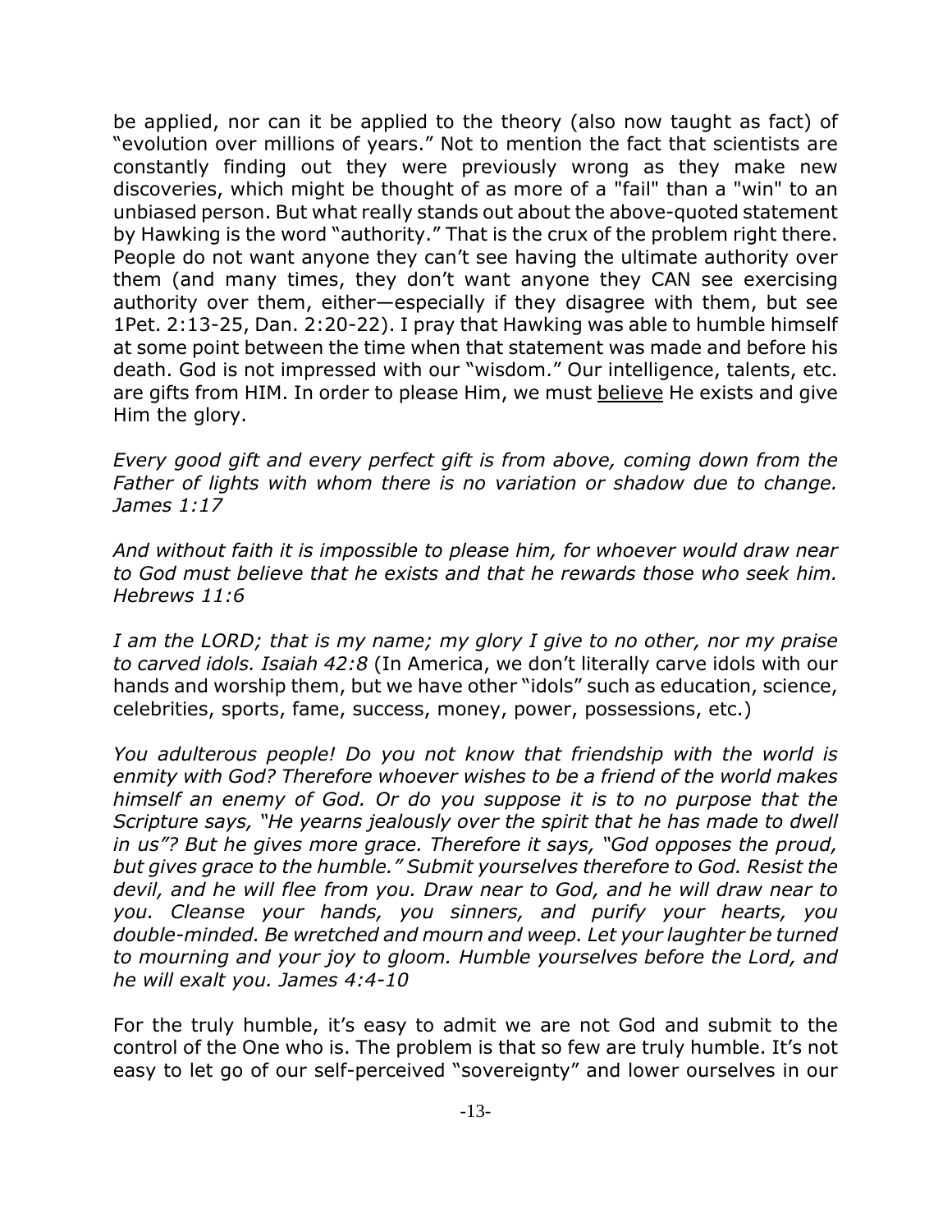be applied, nor can it be applied to the theory (also now taught as fact) of "evolution over millions of years." Not to mention the fact that scientists are constantly finding out they were previously wrong as they make new discoveries, which might be thought of as more of a "fail" than a "win" to an unbiased person. But what really stands out about the above-quoted statement by Hawking is the word "authority." That is the crux of the problem right there. People do not want anyone they can't see having the ultimate authority over them (and many times, they don't want anyone they CAN see exercising authority over them, either—especially if they disagree with them, but see 1Pet. 2:13-25, Dan. 2:20-22). I pray that Hawking was able to humble himself at some point between the time when that statement was made and before his death. God is not impressed with our "wisdom." Our intelligence, talents, etc. are gifts from HIM. In order to please Him, we must <u>believe</u> He exists and give Him the glory.

*Every good gift and every perfect gift is from above, coming down from the Father of lights with whom there is no variation or shadow due to change. James 1:17*

*And without faith it is impossible to please him, for whoever would draw near to God must believe that he exists and that he rewards those who seek him. Hebrews 11:6*

*I am the LORD; that is my name; my glory I give to no other, nor my praise to carved idols. Isaiah 42:8* (In America, we don't literally carve idols with our hands and worship them, but we have other "idols" such as education, science, celebrities, sports, fame, success, money, power, possessions, etc.)

*You adulterous people! Do you not know that friendship with the world is enmity with God? Therefore whoever wishes to be a friend of the world makes himself an enemy of God. Or do you suppose it is to no purpose that the Scripture says, "He yearns jealously over the spirit that he has made to dwell in us"? But he gives more grace. Therefore it says, "God opposes the proud, but gives grace to the humble." Submit yourselves therefore to God. Resist the devil, and he will flee from you. Draw near to God, and he will draw near to you. Cleanse your hands, you sinners, and purify your hearts, you double-minded. Be wretched and mourn and weep. Let your laughter be turned to mourning and your joy to gloom. Humble yourselves before the Lord, and he will exalt you. James 4:4-10*

For the truly humble, it's easy to admit we are not God and submit to the control of the One who is. The problem is that so few are truly humble. It's not easy to let go of our self-perceived "sovereignty" and lower ourselves in our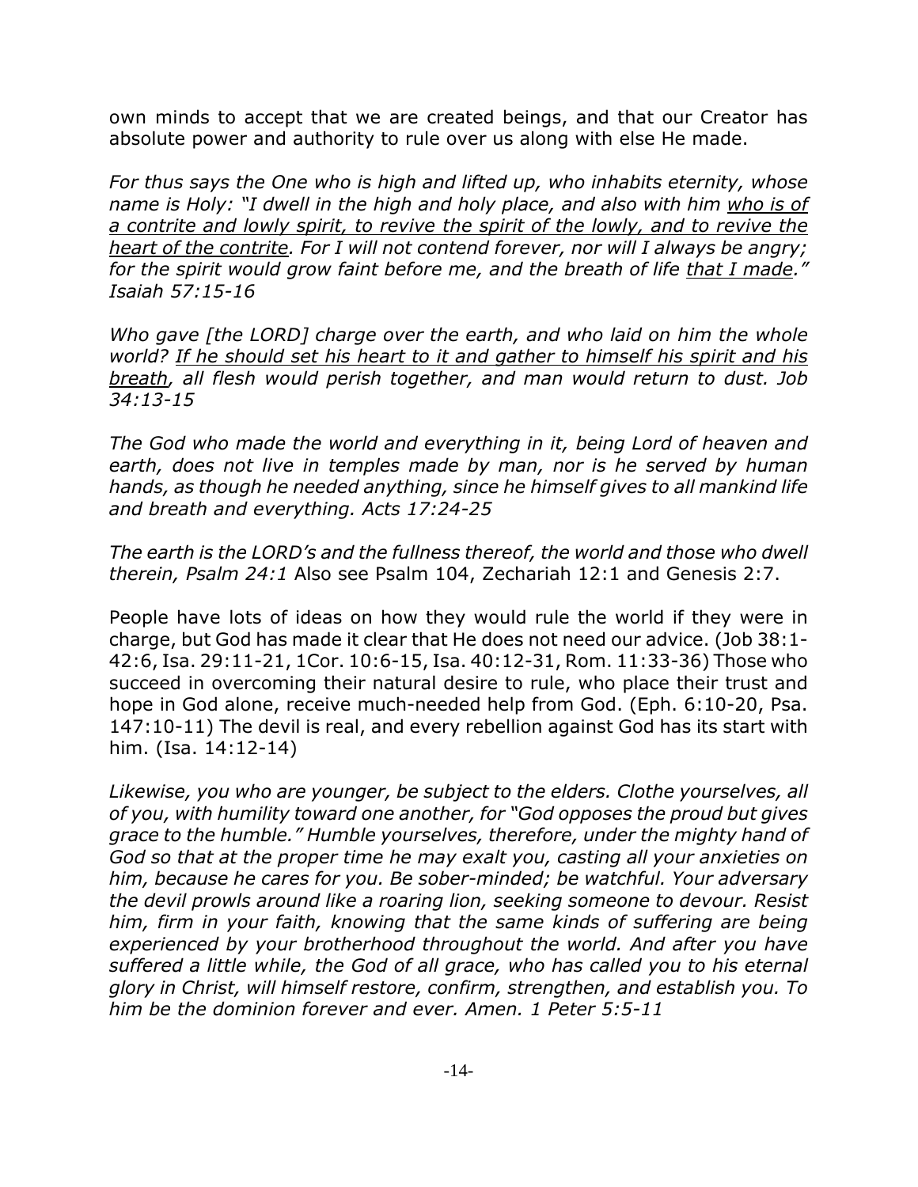own minds to accept that we are created beings, and that our Creator has absolute power and authority to rule over us along with else He made.

*For thus says the One who is high and lifted up, who inhabits eternity, whose name is Holy: "I dwell in the high and holy place, and also with him <u>who is of a contrite and lowly spirit, to revive the spirit of the lowly, and to revive the heart of the contrite</u>. For I will not contend forever, nor will I always be angry; for the spirit would grow faint before me, and the breath of life <u>that I made</u>." Isaiah 57:15-16*

*Who gave [the LORD] charge over the earth, and who laid on him the whole world? <u>If he should set his heart to it and gather to himself his spirit and his breath</u>, all flesh would perish together, and man would return to dust. Job 34:13-15*

*The God who made the world and everything in it, being Lord of heaven and earth, does not live in temples made by man, nor is he served by human hands, as though he needed anything, since he himself gives to all mankind life and breath and everything. Acts 17:24-25*

*The earth is the LORD's and the fullness thereof, the world and those who dwell therein, Psalm 24:1* Also see Psalm 104, Zechariah 12:1 and Genesis 2:7.

People have lots of ideas on how they would rule the world if they were in charge, but God has made it clear that He does not need our advice. (Job 38:1-42:6, Isa. 29:11-21, 1Cor. 10:6-15, Isa. 40:12-31, Rom. 11:33-36) Those who succeed in overcoming their natural desire to rule, who place their trust and hope in God alone, receive much-needed help from God. (Eph. 6:10-20, Psa. 147:10-11) The devil is real, and every rebellion against God has its start with him. (Isa. 14:12-14)

*Likewise, you who are younger, be subject to the elders. Clothe yourselves, all of you, with humility toward one another, for "God opposes the proud but gives grace to the humble." Humble yourselves, therefore, under the mighty hand of God so that at the proper time he may exalt you, casting all your anxieties on him, because he cares for you. Be sober-minded; be watchful. Your adversary the devil prowls around like a roaring lion, seeking someone to devour. Resist him, firm in your faith, knowing that the same kinds of suffering are being experienced by your brotherhood throughout the world. And after you have suffered a little while, the God of all grace, who has called you to his eternal glory in Christ, will himself restore, confirm, strengthen, and establish you. To him be the dominion forever and ever. Amen. 1 Peter 5:5-11*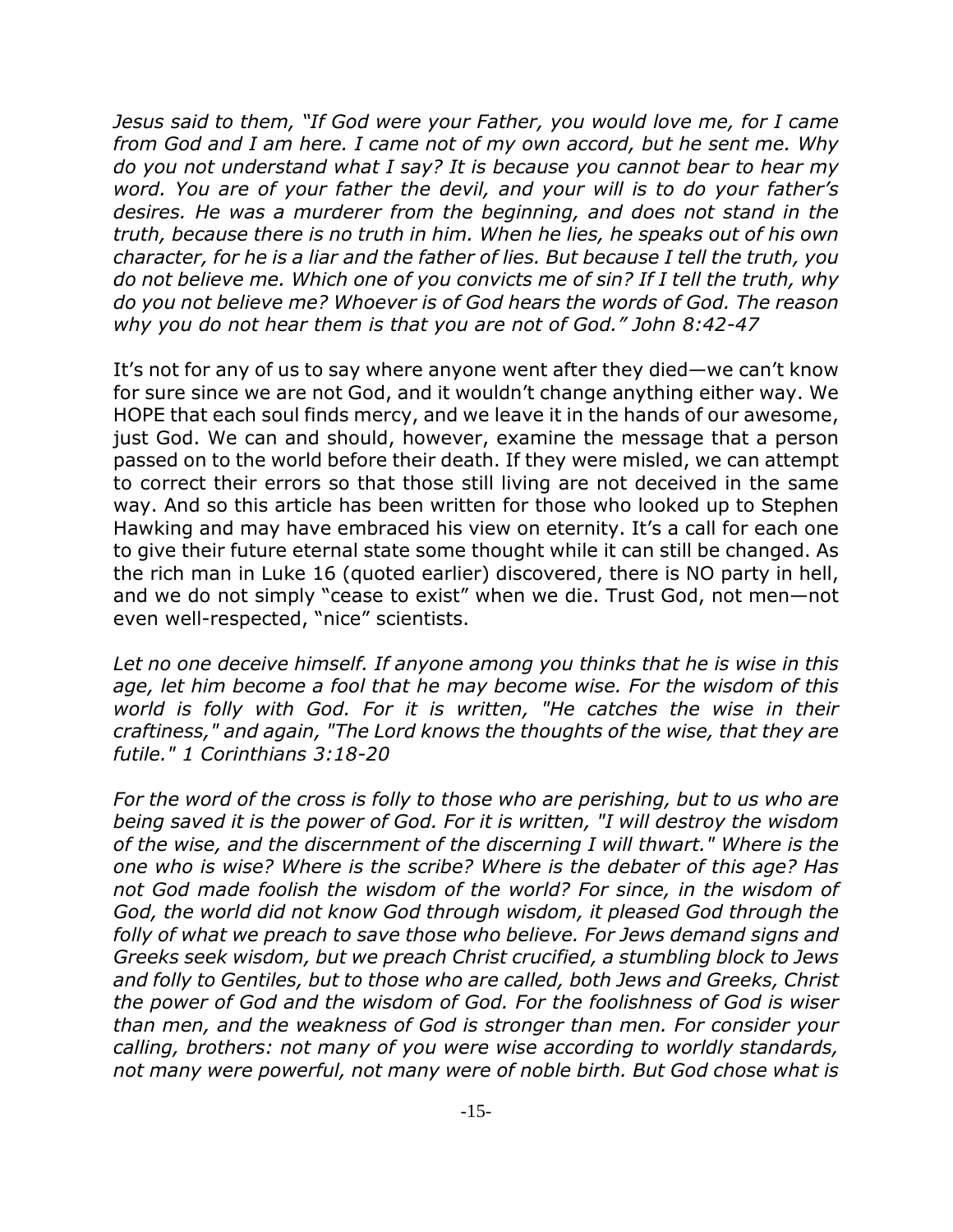*Jesus said to them, "If God were your Father, you would love me, for I came from God and I am here. I came not of my own accord, but he sent me. Why do you not understand what I say? It is because you cannot bear to hear my word. You are of your father the devil, and your will is to do your father's desires. He was a murderer from the beginning, and does not stand in the truth, because there is no truth in him. When he lies, he speaks out of his own character, for he is a liar and the father of lies. But because I tell the truth, you do not believe me. Which one of you convicts me of sin? If I tell the truth, why do you not believe me? Whoever is of God hears the words of God. The reason why you do not hear them is that you are not of God." John 8:42-47*

It's not for any of us to say where anyone went after they died—we can't know for sure since we are not God, and it wouldn't change anything either way. We HOPE that each soul finds mercy, and we leave it in the hands of our awesome, just God. We can and should, however, examine the message that a person passed on to the world before their death. If they were misled, we can attempt to correct their errors so that those still living are not deceived in the same way. And so this article has been written for those who looked up to Stephen Hawking and may have embraced his view on eternity. It's a call for each one to give their future eternal state some thought while it can still be changed. As the rich man in Luke 16 (quoted earlier) discovered, there is NO party in hell, and we do not simply "cease to exist" when we die. Trust God, not men—not even well-respected, "nice" scientists.

*Let no one deceive himself. If anyone among you thinks that he is wise in this age, let him become a fool that he may become wise. For the wisdom of this world is folly with God. For it is written, "He catches the wise in their craftiness," and again, "The Lord knows the thoughts of the wise, that they are futile." 1 Corinthians 3:18-20*

*For the word of the cross is folly to those who are perishing, but to us who are being saved it is the power of God. For it is written, "I will destroy the wisdom of the wise, and the discernment of the discerning I will thwart." Where is the one who is wise? Where is the scribe? Where is the debater of this age? Has not God made foolish the wisdom of the world? For since, in the wisdom of God, the world did not know God through wisdom, it pleased God through the folly of what we preach to save those who believe. For Jews demand signs and Greeks seek wisdom, but we preach Christ crucified, a stumbling block to Jews and folly to Gentiles, but to those who are called, both Jews and Greeks, Christ the power of God and the wisdom of God. For the foolishness of God is wiser than men, and the weakness of God is stronger than men. For consider your calling, brothers: not many of you were wise according to worldly standards, not many were powerful, not many were of noble birth. But God chose what is*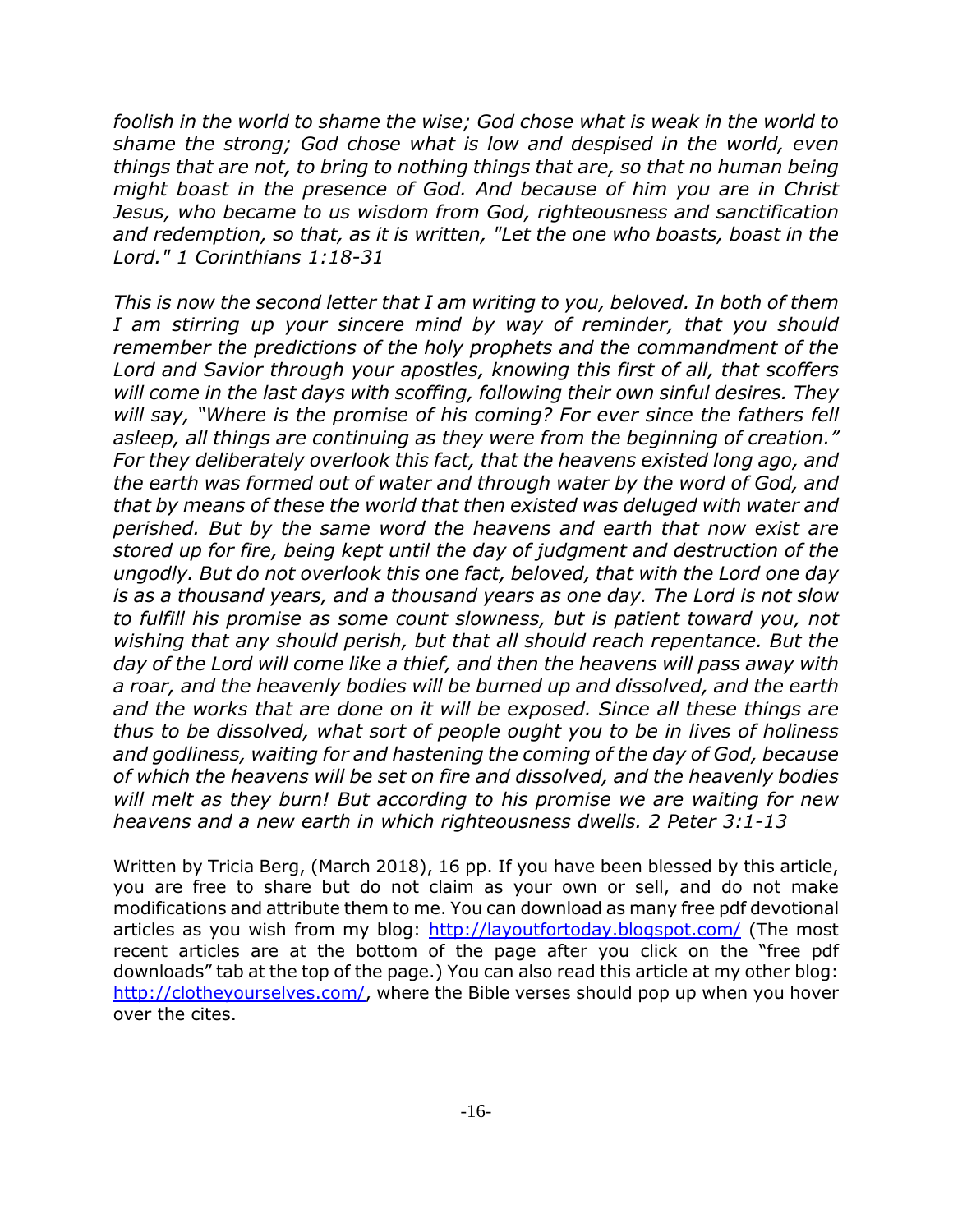*foolish in the world to shame the wise; God chose what is weak in the world to shame the strong; God chose what is low and despised in the world, even things that are not, to bring to nothing things that are, so that no human being might boast in the presence of God. And because of him you are in Christ Jesus, who became to us wisdom from God, righteousness and sanctification and redemption, so that, as it is written, "Let the one who boasts, boast in the Lord." 1 Corinthians 1:18-31*

*This is now the second letter that I am writing to you, beloved. In both of them I am stirring up your sincere mind by way of reminder, that you should remember the predictions of the holy prophets and the commandment of the Lord and Savior through your apostles, knowing this first of all, that scoffers will come in the last days with scoffing, following their own sinful desires. They will say, "Where is the promise of his coming? For ever since the fathers fell asleep, all things are continuing as they were from the beginning of creation." For they deliberately overlook this fact, that the heavens existed long ago, and the earth was formed out of water and through water by the word of God, and that by means of these the world that then existed was deluged with water and perished. But by the same word the heavens and earth that now exist are stored up for fire, being kept until the day of judgment and destruction of the ungodly. But do not overlook this one fact, beloved, that with the Lord one day is as a thousand years, and a thousand years as one day. The Lord is not slow to fulfill his promise as some count slowness, but is patient toward you, not wishing that any should perish, but that all should reach repentance. But the day of the Lord will come like a thief, and then the heavens will pass away with a roar, and the heavenly bodies will be burned up and dissolved, and the earth and the works that are done on it will be exposed. Since all these things are thus to be dissolved, what sort of people ought you to be in lives of holiness and godliness, waiting for and hastening the coming of the day of God, because of which the heavens will be set on fire and dissolved, and the heavenly bodies will melt as they burn! But according to his promise we are waiting for new heavens and a new earth in which righteousness dwells. 2 Peter 3:1-13*

Written by Tricia Berg, (March 2018), 16 pp. If you have been blessed by this article, you are free to share but do not claim as your own or sell, and do not make modifications and attribute them to me. You can download as many free pdf devotional articles as you wish from my blog: [http://layoutfortoday.blogspot.com/](http://layoutfortoday.blogspot.com/) (The most recent articles are at the bottom of the page after you click on the "free pdf downloads" tab at the top of the page.) You can also read this article at my other blog: [http://clotheyourselves.com/](http://clotheyourselves.com/), where the Bible verses should pop up when you hover over the cites.